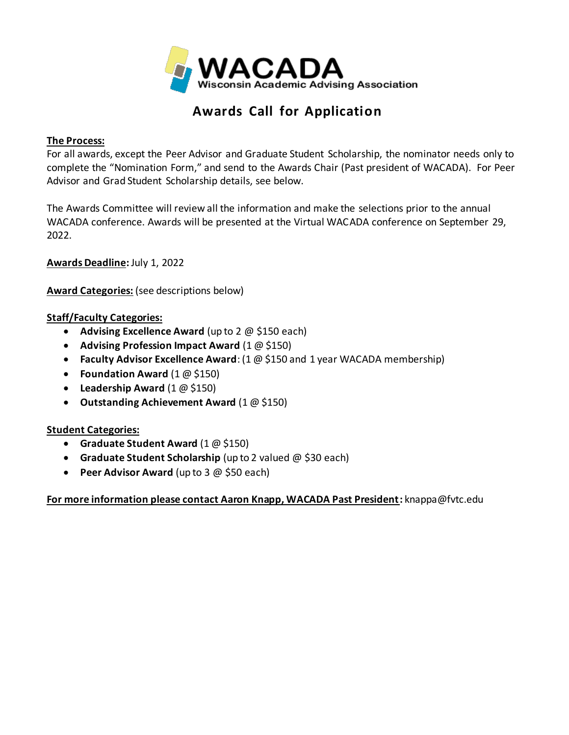# WACADA

Wisconsin Academic Advising Association

## Awards Call for Application

**The Process:**

For all awards, except the Peer Advisor and Graduate Student Scholarship, the nominator needs only to complete the "Nomination Form," and send to the Awards Chair (Past president of WACADA). For Peer Advisor and Grad Student Scholarship details, see below.

The Awards Committee will review all the information and make the selections prior to the annual WACADA conference. Awards will be presented at the Virtual WACADA conference on September 29, 2022.

**Awards Deadline:** July 1, 2022

**Award Categories:** (see descriptions below)

**Staff/Faculty Categories:**

- **Advising Excellence Award** (up to 2 @ $150 each)
- **Advising Profession Impact Award** (1 @ $150)
- **Faculty Advisor Excellence Award**: (1 @ $150 and 1 year WACADA membership)
- **Foundation Award** (1 @ $150)
- **Leadership Award** (1 @ $150)
- **Outstanding Achievement Award** (1 @ $150)

**Student Categories:**

- **Graduate Student Award** (1 @ $150)
- **Graduate Student Scholarship** (up to 2 valued @ $30 each)
- **Peer Advisor Award** (up to 3 @ $50 each)

**For more information please contact Aaron Knapp, WACADA Past President:** knappa@fvtc.edu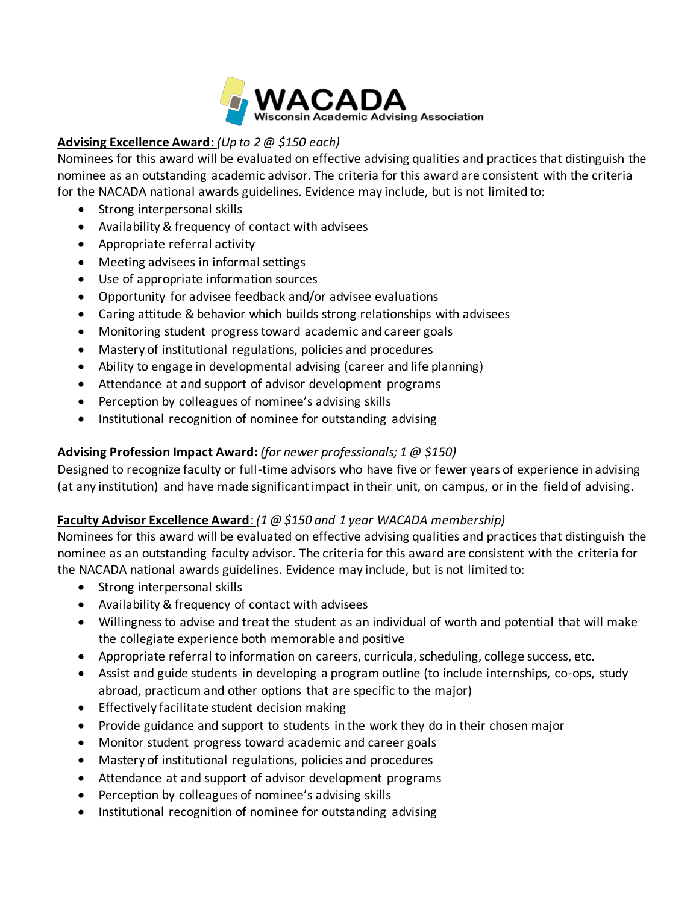# WACADA
Wisconsin Academic Advising Association

**Advising Excellence Award**: *(Up to 2 @ $150 each)*

Nominees for this award will be evaluated on effective advising qualities and practices that distinguish the nominee as an outstanding academic advisor. The criteria for this award are consistent with the criteria for the NACADA national awards guidelines. Evidence may include, but is not limited to:

- Strong interpersonal skills
- Availability & frequency of contact with advisees
- Appropriate referral activity
- Meeting advisees in informal settings
- Use of appropriate information sources
- Opportunity for advisee feedback and/or advisee evaluations
- Caring attitude & behavior which builds strong relationships with advisees
- Monitoring student progress toward academic and career goals
- Mastery of institutional regulations, policies and procedures
- Ability to engage in developmental advising (career and life planning)
- Attendance at and support of advisor development programs
- Perception by colleagues of nominee's advising skills
- Institutional recognition of nominee for outstanding advising

**Advising Profession Impact Award:** *(for newer professionals; 1 @ $150)*

Designed to recognize faculty or full-time advisors who have five or fewer years of experience in advising (at any institution) and have made significant impact in their unit, on campus, or in the field of advising.

**Faculty Advisor Excellence Award**: *(1 @ $150 and 1 year WACADA membership)*

Nominees for this award will be evaluated on effective advising qualities and practices that distinguish the nominee as an outstanding faculty advisor. The criteria for this award are consistent with the criteria for the NACADA national awards guidelines. Evidence may include, but is not limited to:

- Strong interpersonal skills
- Availability & frequency of contact with advisees
- Willingness to advise and treat the student as an individual of worth and potential that will make the collegiate experience both memorable and positive
- Appropriate referral to information on careers, curricula, scheduling, college success, etc.
- Assist and guide students in developing a program outline (to include internships, co-ops, study abroad, practicum and other options that are specific to the major)
- Effectively facilitate student decision making
- Provide guidance and support to students in the work they do in their chosen major
- Monitor student progress toward academic and career goals
- Mastery of institutional regulations, policies and procedures
- Attendance at and support of advisor development programs
- Perception by colleagues of nominee's advising skills
- Institutional recognition of nominee for outstanding advising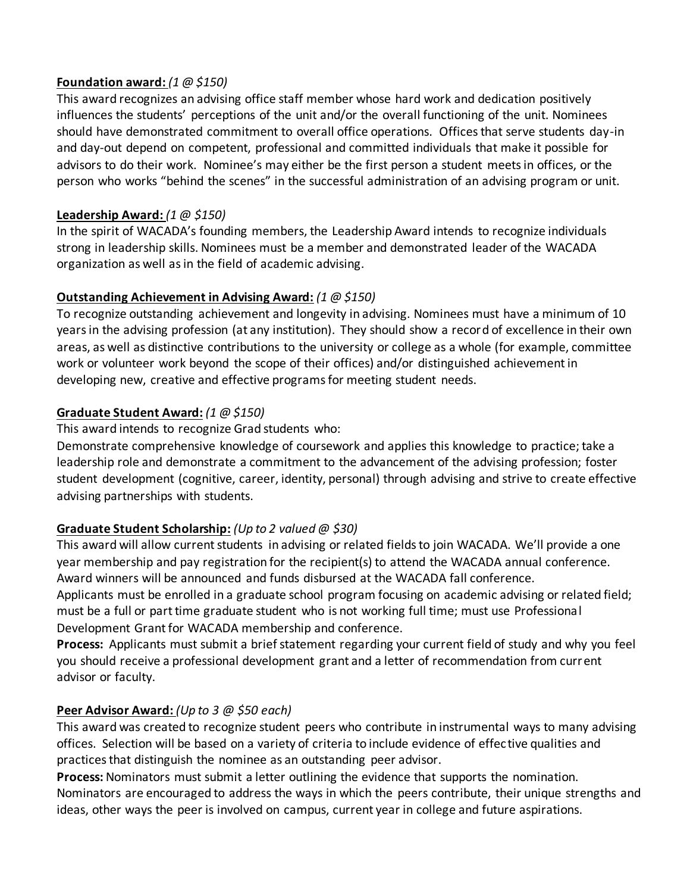**Foundation award:** *(1 @ $150)*
This award recognizes an advising office staff member whose hard work and dedication positively influences the students' perceptions of the unit and/or the overall functioning of the unit. Nominees should have demonstrated commitment to overall office operations. Offices that serve students day-in and day-out depend on competent, professional and committed individuals that make it possible for advisors to do their work. Nominee's may either be the first person a student meets in offices, or the person who works "behind the scenes" in the successful administration of an advising program or unit.

**Leadership Award:** *(1 @ $150)*
In the spirit of WACADA's founding members, the Leadership Award intends to recognize individuals strong in leadership skills. Nominees must be a member and demonstrated leader of the WACADA organization as well as in the field of academic advising.

**Outstanding Achievement in Advising Award:** *(1 @ $150)*
To recognize outstanding achievement and longevity in advising. Nominees must have a minimum of 10 years in the advising profession (at any institution). They should show a record of excellence in their own areas, as well as distinctive contributions to the university or college as a whole (for example, committee work or volunteer work beyond the scope of their offices) and/or distinguished achievement in developing new, creative and effective programs for meeting student needs.

**Graduate Student Award:** *(1 @ $150)*
This award intends to recognize Grad students who:
Demonstrate comprehensive knowledge of coursework and applies this knowledge to practice; take a leadership role and demonstrate a commitment to the advancement of the advising profession; foster student development (cognitive, career, identity, personal) through advising and strive to create effective advising partnerships with students.

**Graduate Student Scholarship:** *(Up to 2 valued @ $30)*
This award will allow current students in advising or related fields to join WACADA. We'll provide a one year membership and pay registration for the recipient(s) to attend the WACADA annual conference. Award winners will be announced and funds disbursed at the WACADA fall conference.
Applicants must be enrolled in a graduate school program focusing on academic advising or related field; must be a full or part time graduate student who is not working full time; must use Professional Development Grant for WACADA membership and conference.
**Process:** Applicants must submit a brief statement regarding your current field of study and why you feel you should receive a professional development grant and a letter of recommendation from current advisor or faculty.

**Peer Advisor Award:** *(Up to 3 @ $50 each)*
This award was created to recognize student peers who contribute in instrumental ways to many advising offices. Selection will be based on a variety of criteria to include evidence of effective qualities and practices that distinguish the nominee as an outstanding peer advisor.
**Process:** Nominators must submit a letter outlining the evidence that supports the nomination. Nominators are encouraged to address the ways in which the peers contribute, their unique strengths and ideas, other ways the peer is involved on campus, current year in college and future aspirations.